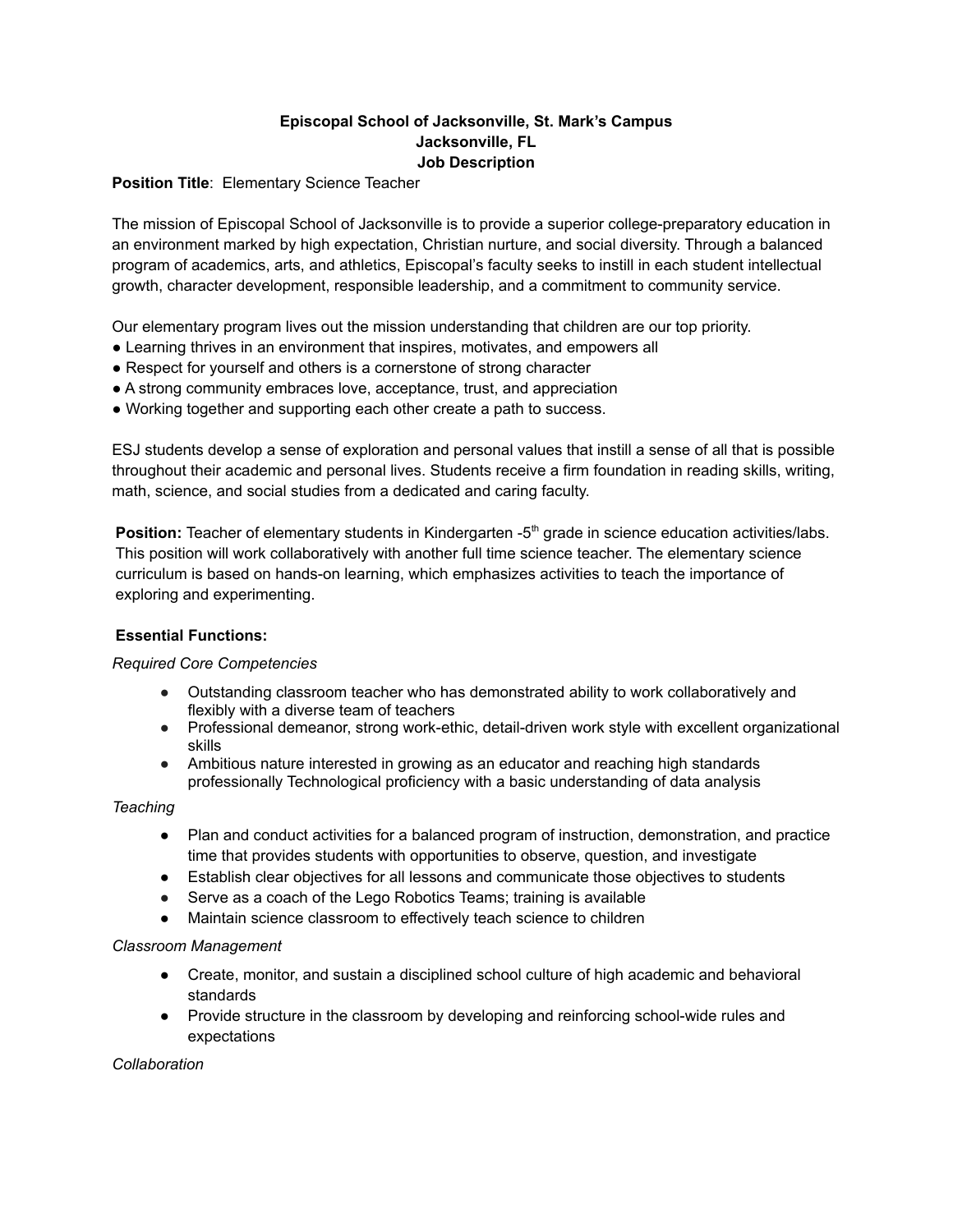**Episcopal School of Jacksonville, St. Mark's Campus**
**Jacksonville, FL**
**Job Description**

**Position Title**: Elementary Science Teacher

The mission of Episcopal School of Jacksonville is to provide a superior college-preparatory education in an environment marked by high expectation, Christian nurture, and social diversity. Through a balanced program of academics, arts, and athletics, Episcopal's faculty seeks to instill in each student intellectual growth, character development, responsible leadership, and a commitment to community service.

Our elementary program lives out the mission understanding that children are our top priority.

- Learning thrives in an environment that inspires, motivates, and empowers all
- Respect for yourself and others is a cornerstone of strong character
- A strong community embraces love, acceptance, trust, and appreciation
- Working together and supporting each other create a path to success.

ESJ students develop a sense of exploration and personal values that instill a sense of all that is possible throughout their academic and personal lives. Students receive a firm foundation in reading skills, writing, math, science, and social studies from a dedicated and caring faculty.

**Position:** Teacher of elementary students in Kindergarten -5th grade in science education activities/labs. This position will work collaboratively with another full time science teacher. The elementary science curriculum is based on hands-on learning, which emphasizes activities to teach the importance of exploring and experimenting.

**Essential Functions:**

*Required Core Competencies*

- Outstanding classroom teacher who has demonstrated ability to work collaboratively and flexibly with a diverse team of teachers
- Professional demeanor, strong work-ethic, detail-driven work style with excellent organizational skills
- Ambitious nature interested in growing as an educator and reaching high standards professionally Technological proficiency with a basic understanding of data analysis

*Teaching*

- Plan and conduct activities for a balanced program of instruction, demonstration, and practice time that provides students with opportunities to observe, question, and investigate
- Establish clear objectives for all lessons and communicate those objectives to students
- Serve as a coach of the Lego Robotics Teams; training is available
- Maintain science classroom to effectively teach science to children

*Classroom Management*

- Create, monitor, and sustain a disciplined school culture of high academic and behavioral standards
- Provide structure in the classroom by developing and reinforcing school-wide rules and expectations

*Collaboration*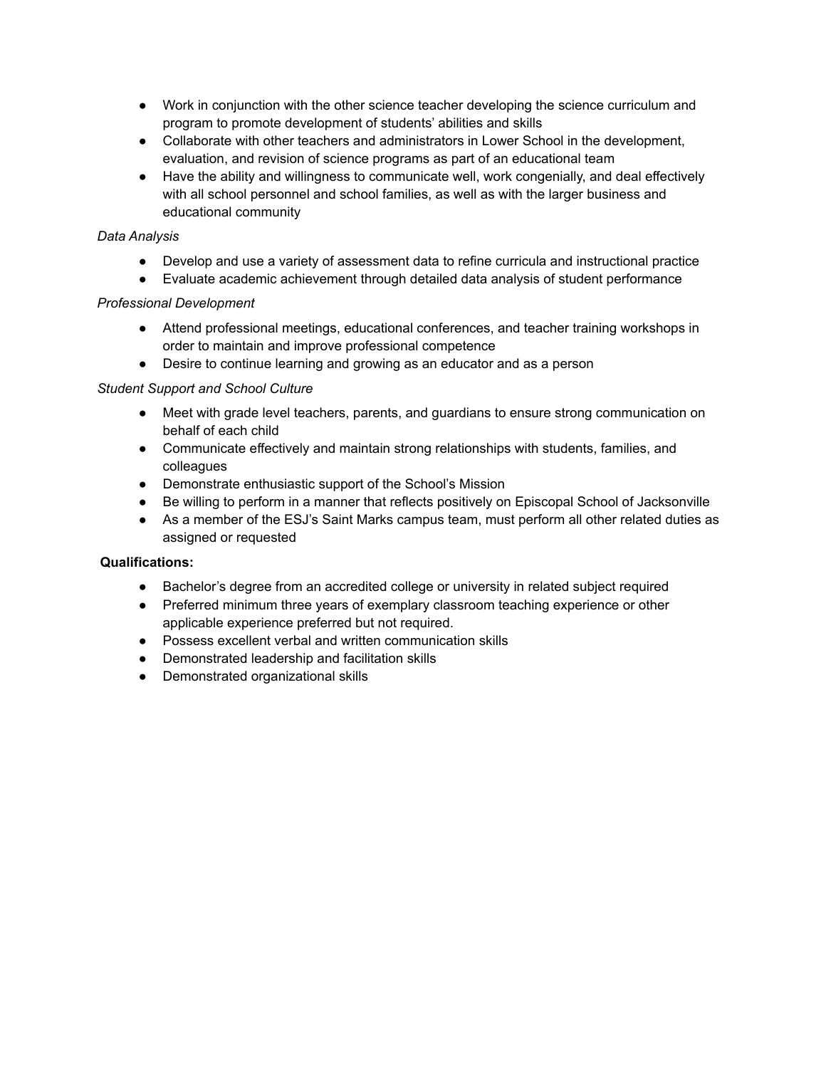- Work in conjunction with the other science teacher developing the science curriculum and program to promote development of students' abilities and skills
- Collaborate with other teachers and administrators in Lower School in the development, evaluation, and revision of science programs as part of an educational team
- Have the ability and willingness to communicate well, work congenially, and deal effectively with all school personnel and school families, as well as with the larger business and educational community

*Data Analysis*

- Develop and use a variety of assessment data to refine curricula and instructional practice
- Evaluate academic achievement through detailed data analysis of student performance

*Professional Development*

- Attend professional meetings, educational conferences, and teacher training workshops in order to maintain and improve professional competence
- Desire to continue learning and growing as an educator and as a person

*Student Support and School Culture*

- Meet with grade level teachers, parents, and guardians to ensure strong communication on behalf of each child
- Communicate effectively and maintain strong relationships with students, families, and colleagues
- Demonstrate enthusiastic support of the School's Mission
- Be willing to perform in a manner that reflects positively on Episcopal School of Jacksonville
- As a member of the ESJ's Saint Marks campus team, must perform all other related duties as assigned or requested

**Qualifications:**

- Bachelor's degree from an accredited college or university in related subject required
- Preferred minimum three years of exemplary classroom teaching experience or other applicable experience preferred but not required.
- Possess excellent verbal and written communication skills
- Demonstrated leadership and facilitation skills
- Demonstrated organizational skills